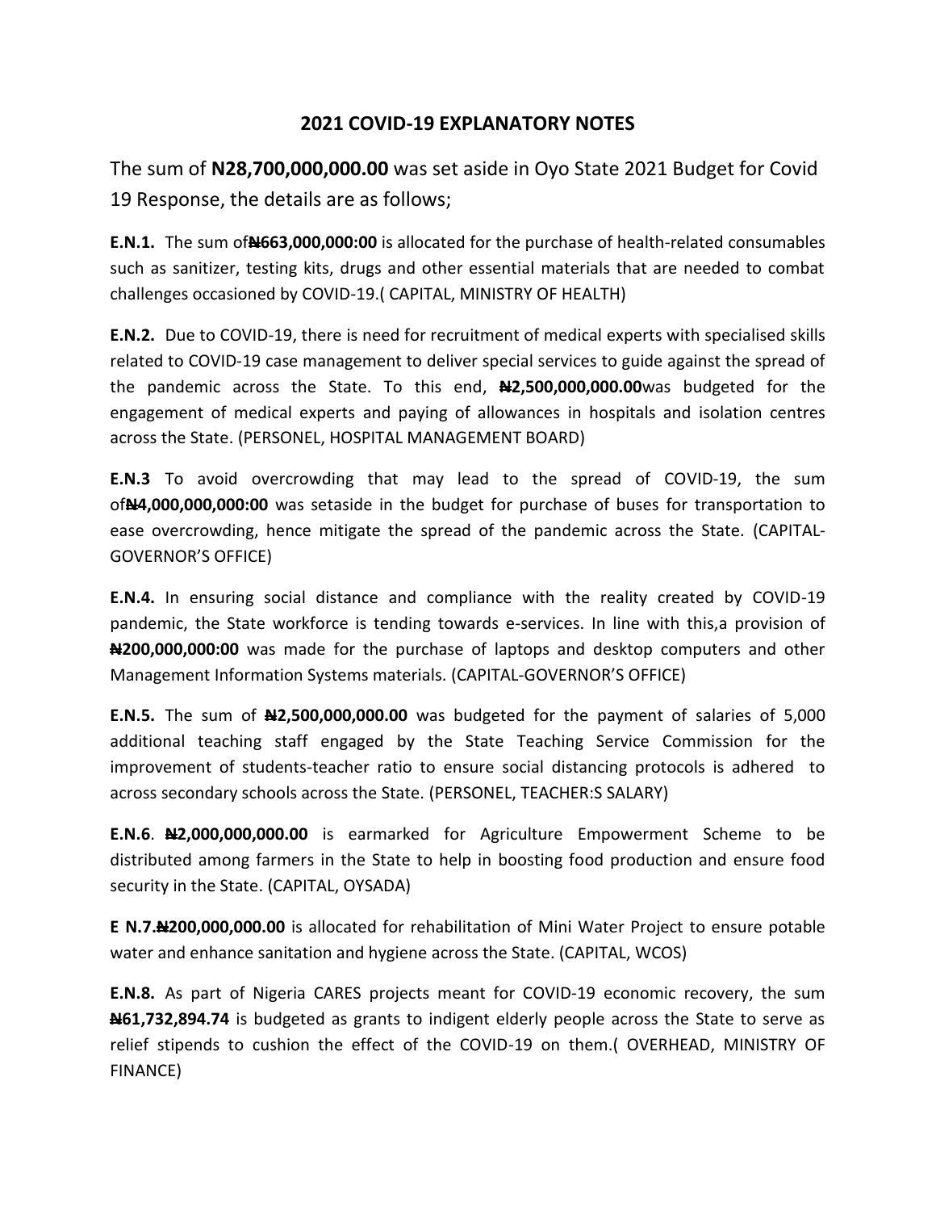# 2021 COVID-19 EXPLANATORY NOTES

The sum of **N28,700,000,000.00** was set aside in Oyo State 2021 Budget for Covid 19 Response, the details are as follows;

**E.N.1.** The sum of**₦663,000,000:00** is allocated for the purchase of health-related consumables such as sanitizer, testing kits, drugs and other essential materials that are needed to combat challenges occasioned by COVID-19.( CAPITAL, MINISTRY OF HEALTH)

**E.N.2.** Due to COVID-19, there is need for recruitment of medical experts with specialised skills related to COVID-19 case management to deliver special services to guide against the spread of the pandemic across the State. To this end, **₦2,500,000,000.00**was budgeted for the engagement of medical experts and paying of allowances in hospitals and isolation centres across the State. (PERSONEL, HOSPITAL MANAGEMENT BOARD)

**E.N.3** To avoid overcrowding that may lead to the spread of COVID-19, the sum of**₦4,000,000,000:00** was setaside in the budget for purchase of buses for transportation to ease overcrowding, hence mitigate the spread of the pandemic across the State. (CAPITAL-GOVERNOR'S OFFICE)

**E.N.4.** In ensuring social distance and compliance with the reality created by COVID-19 pandemic, the State workforce is tending towards e-services. In line with this,a provision of **₦200,000,000:00** was made for the purchase of laptops and desktop computers and other Management Information Systems materials. (CAPITAL-GOVERNOR'S OFFICE)

**E.N.5.** The sum of **₦2,500,000,000.00** was budgeted for the payment of salaries of 5,000 additional teaching staff engaged by the State Teaching Service Commission for the improvement of students-teacher ratio to ensure social distancing protocols is adhered to across secondary schools across the State. (PERSONEL, TEACHER:S SALARY)

**E.N.6**. **₦2,000,000,000.00** is earmarked for Agriculture Empowerment Scheme to be distributed among farmers in the State to help in boosting food production and ensure food security in the State. (CAPITAL, OYSADA)

**E N.7.₦200,000,000.00** is allocated for rehabilitation of Mini Water Project to ensure potable water and enhance sanitation and hygiene across the State. (CAPITAL, WCOS)

**E.N.8.** As part of Nigeria CARES projects meant for COVID-19 economic recovery, the sum **₦61,732,894.74** is budgeted as grants to indigent elderly people across the State to serve as relief stipends to cushion the effect of the COVID-19 on them.( OVERHEAD, MINISTRY OF FINANCE)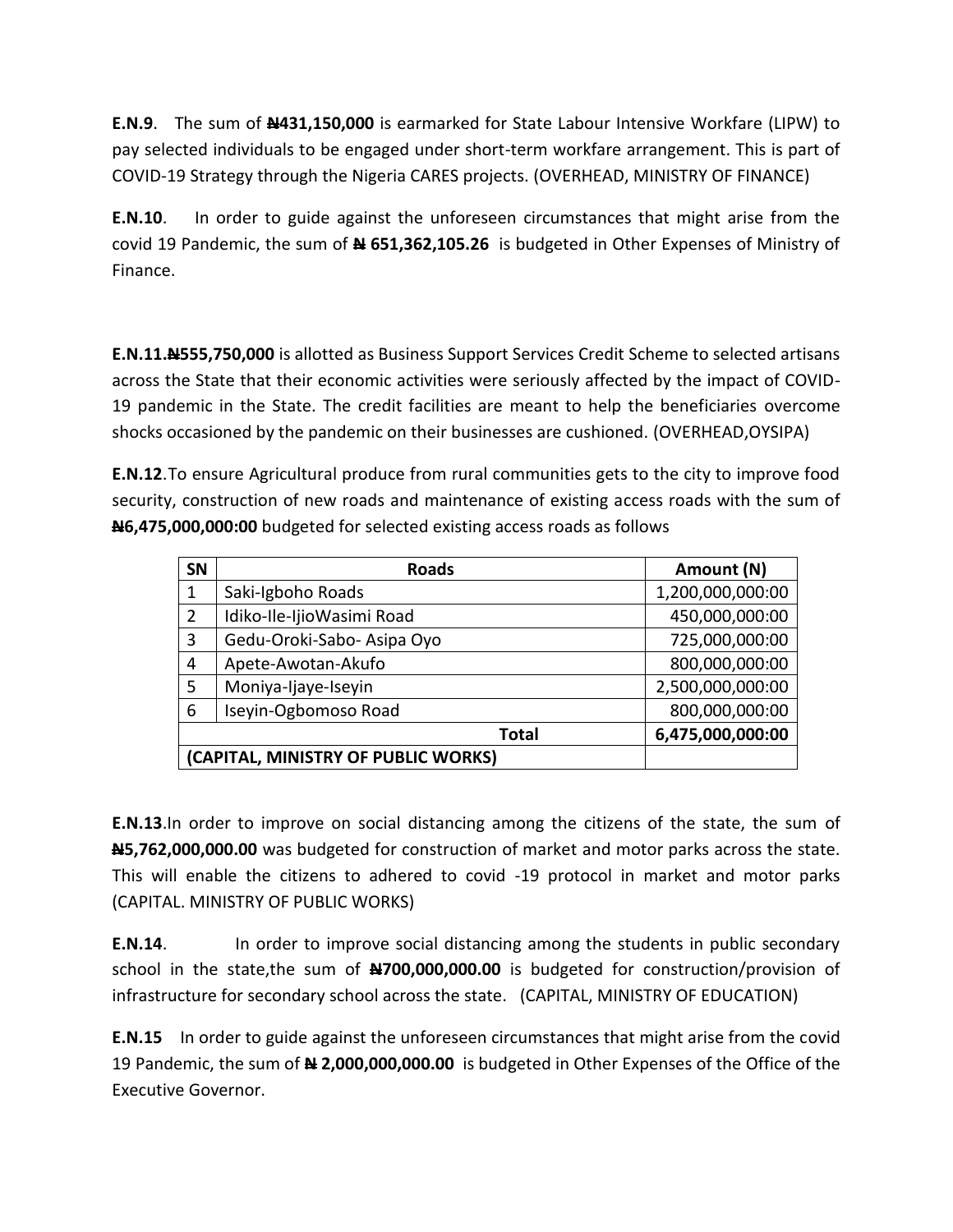**E.N.9**. The sum of **₦431,150,000** is earmarked for State Labour Intensive Workfare (LIPW) to pay selected individuals to be engaged under short-term workfare arrangement. This is part of COVID-19 Strategy through the Nigeria CARES projects. (OVERHEAD, MINISTRY OF FINANCE)

**E.N.10**. In order to guide against the unforeseen circumstances that might arise from the covid 19 Pandemic, the sum of **₦ 651,362,105.26** is budgeted in Other Expenses of Ministry of Finance.

**E.N.11.₦555,750,000** is allotted as Business Support Services Credit Scheme to selected artisans across the State that their economic activities were seriously affected by the impact of COVID-19 pandemic in the State. The credit facilities are meant to help the beneficiaries overcome shocks occasioned by the pandemic on their businesses are cushioned. (OVERHEAD,OYSIPA)

**E.N.12**.To ensure Agricultural produce from rural communities gets to the city to improve food security, construction of new roads and maintenance of existing access roads with the sum of **₦6,475,000,000:00** budgeted for selected existing access roads as follows

| SN | Roads | Amount (N) |
|---|---|---|
| 1 | Saki-Igboho Roads | 1,200,000,000:00 |
| 2 | Idiko-Ile-IjioWasimi Road | 450,000,000:00 |
| 3 | Gedu-Oroki-Sabo- Asipa Oyo | 725,000,000:00 |
| 4 | Apete-Awotan-Akufo | 800,000,000:00 |
| 5 | Moniya-Ijaye-Iseyin | 2,500,000,000:00 |
| 6 | Iseyin-Ogbomoso Road | 800,000,000:00 |
| | **Total** | **6,475,000,000:00** |
| **(CAPITAL, MINISTRY OF PUBLIC WORKS)** | | |

**E.N.13**.In order to improve on social distancing among the citizens of the state, the sum of **₦5,762,000,000.00** was budgeted for construction of market and motor parks across the state. This will enable the citizens to adhered to covid -19 protocol in market and motor parks (CAPITAL. MINISTRY OF PUBLIC WORKS)

**E.N.14**. In order to improve social distancing among the students in public secondary school in the state,the sum of **₦700,000,000.00** is budgeted for construction/provision of infrastructure for secondary school across the state. (CAPITAL, MINISTRY OF EDUCATION)

**E.N.15** In order to guide against the unforeseen circumstances that might arise from the covid 19 Pandemic, the sum of **₦ 2,000,000,000.00** is budgeted in Other Expenses of the Office of the Executive Governor.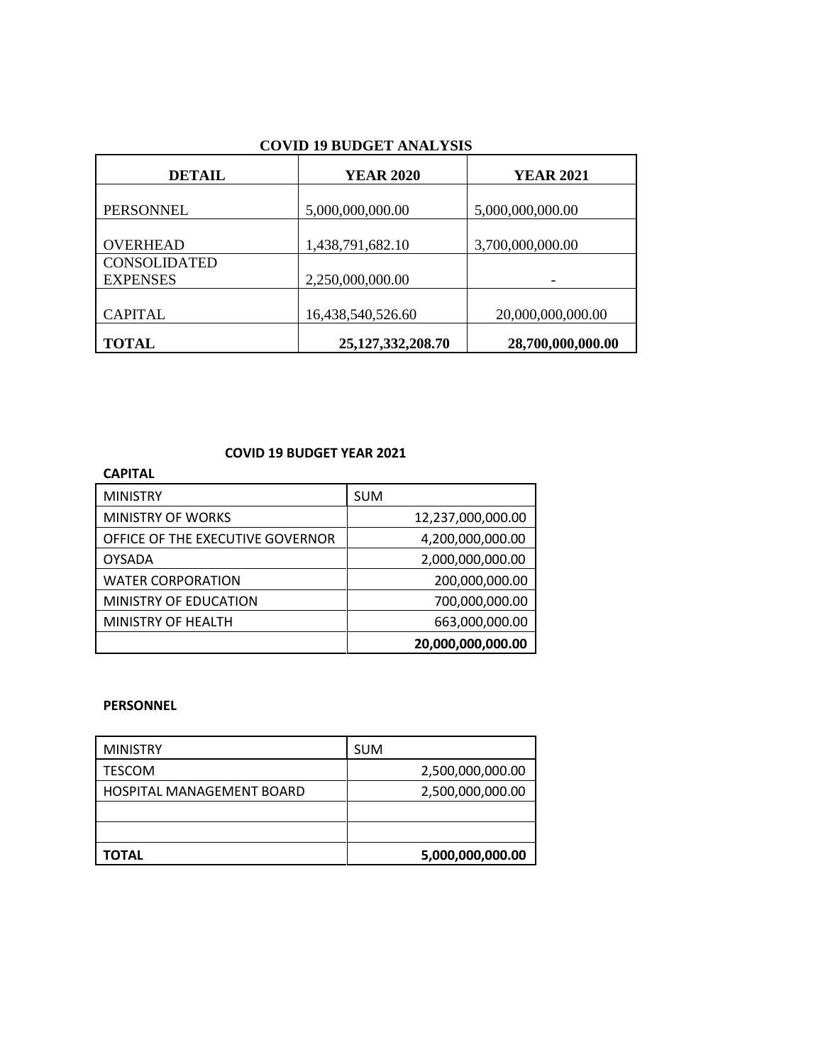## COVID 19 BUDGET ANALYSIS

| DETAIL | YEAR 2020 | YEAR 2021 |
|---|---|---|
| PERSONNEL | 5,000,000,000.00 | 5,000,000,000.00 |
| OVERHEAD | 1,438,791,682.10 | 3,700,000,000.00 |
| CONSOLIDATED EXPENSES | 2,250,000,000.00 | - |
| CAPITAL | 16,438,540,526.60 | 20,000,000,000.00 |
| **TOTAL** | **25,127,332,208.70** | **28,700,000,000.00** |

## COVID 19 BUDGET YEAR 2021

**CAPITAL**

| MINISTRY | SUM |
|---|---|
| MINISTRY OF WORKS | 12,237,000,000.00 |
| OFFICE OF THE EXECUTIVE GOVERNOR | 4,200,000,000.00 |
| OYSADA | 2,000,000,000.00 |
| WATER CORPORATION | 200,000,000.00 |
| MINISTRY OF EDUCATION | 700,000,000.00 |
| MINISTRY OF HEALTH | 663,000,000.00 |
| | **20,000,000,000.00** |

**PERSONNEL**

| MINISTRY | SUM |
|---|---|
| TESCOM | 2,500,000,000.00 |
| HOSPITAL MANAGEMENT BOARD | 2,500,000,000.00 |
| | |
| | |
| **TOTAL** | **5,000,000,000.00** |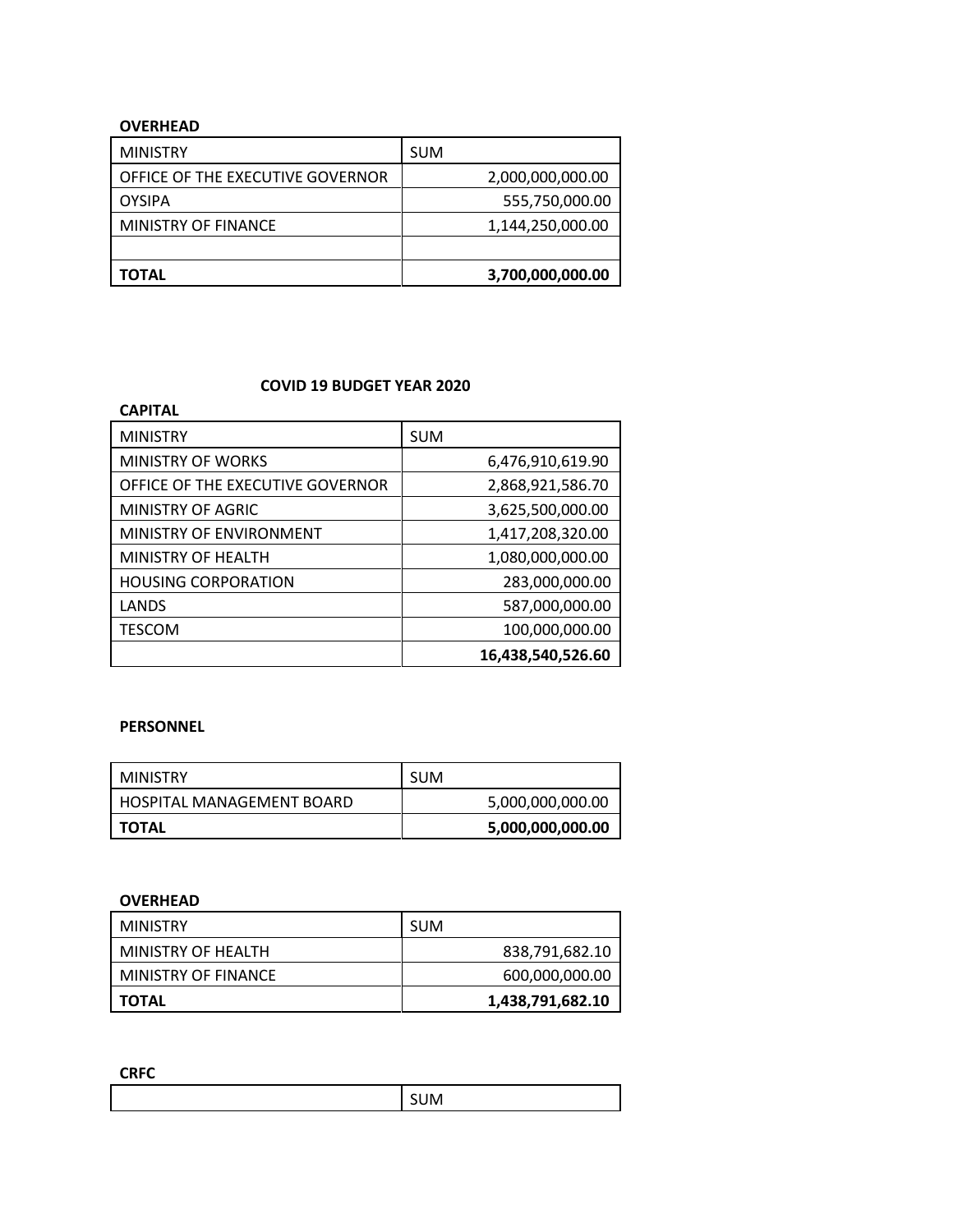**OVERHEAD**

| MINISTRY | SUM |
|---|---:|
| OFFICE OF THE EXECUTIVE GOVERNOR | 2,000,000,000.00 |
| OYSIPA | 555,750,000.00 |
| MINISTRY OF FINANCE | 1,144,250,000.00 |
| | |
| **TOTAL** | **3,700,000,000.00** |

**COVID 19 BUDGET YEAR 2020**

**CAPITAL**

| MINISTRY | SUM |
|---|---:|
| MINISTRY OF WORKS | 6,476,910,619.90 |
| OFFICE OF THE EXECUTIVE GOVERNOR | 2,868,921,586.70 |
| MINISTRY OF AGRIC | 3,625,500,000.00 |
| MINISTRY OF ENVIRONMENT | 1,417,208,320.00 |
| MINISTRY OF HEALTH | 1,080,000,000.00 |
| HOUSING CORPORATION | 283,000,000.00 |
| LANDS | 587,000,000.00 |
| TESCOM | 100,000,000.00 |
| | **16,438,540,526.60** |

**PERSONNEL**

| MINISTRY | SUM |
|---|---:|
| HOSPITAL MANAGEMENT BOARD | 5,000,000,000.00 |
| **TOTAL** | **5,000,000,000.00** |

**OVERHEAD**

| MINISTRY | SUM |
|---|---:|
| MINISTRY OF HEALTH | 838,791,682.10 |
| MINISTRY OF FINANCE | 600,000,000.00 |
| **TOTAL** | **1,438,791,682.10** |

**CRFC**

| | SUM |
|---|---|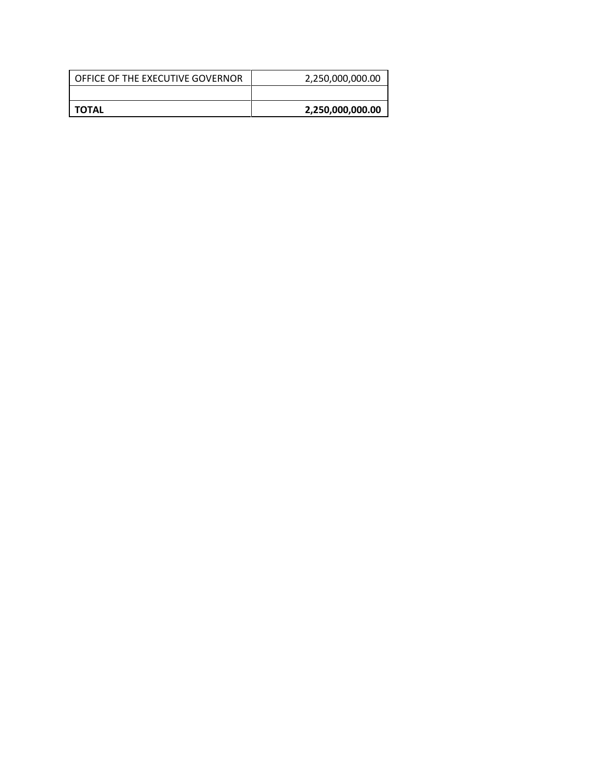| | |
|---|---|
| OFFICE OF THE EXECUTIVE GOVERNOR | 2,250,000,000.00 |
| | |
| **TOTAL** | **2,250,000,000.00** |